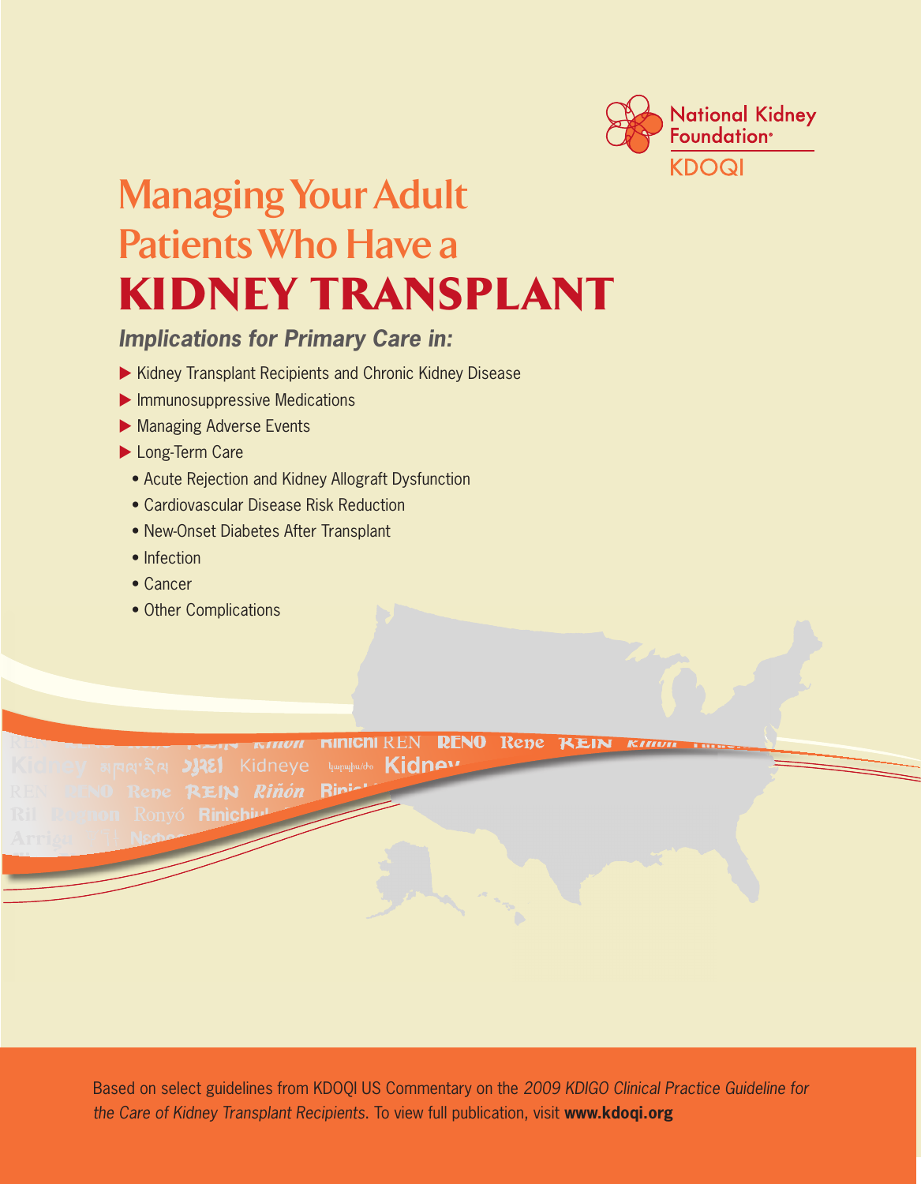National Kidney Foundation®

KDOQI

# Managing Your Adult Patients Who Have a KIDNEY TRANSPLANT

### *Implications for Primary Care in:*

- Kidney Transplant Recipients and Chronic Kidney Disease
- Immunosuppressive Medications
- Managing Adverse Events
- Long-Term Care
  - Acute Rejection and Kidney Allograft Dysfunction
  - Cardiovascular Disease Risk Reduction
  - New-Onset Diabetes After Transplant
  - Infection
  - Cancer
  - Other Complications

Based on select guidelines from KDOQI US Commentary on the *2009 KDIGO Clinical Practice Guideline for the Care of Kidney Transplant Recipients.* To view full publication, visit **www.kdoqi.org**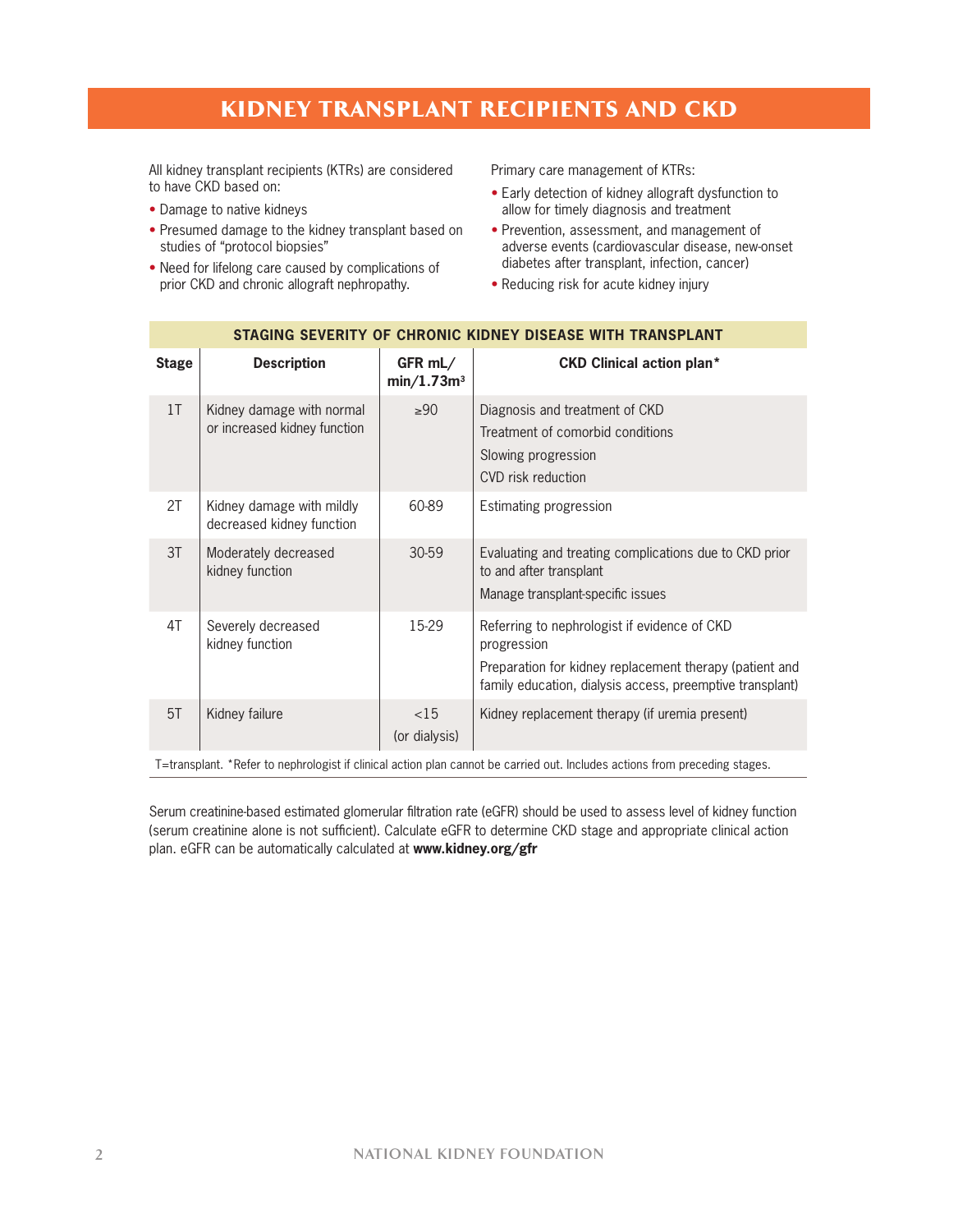# KIDNEY TRANSPLANT RECIPIENTS AND CKD

All kidney transplant recipients (KTRs) are considered to have CKD based on:

- Damage to native kidneys
- Presumed damage to the kidney transplant based on studies of "protocol biopsies"
- Need for lifelong care caused by complications of prior CKD and chronic allograft nephropathy.

Primary care management of KTRs:

- Early detection of kidney allograft dysfunction to allow for timely diagnosis and treatment
- Prevention, assessment, and management of adverse events (cardiovascular disease, new-onset diabetes after transplant, infection, cancer)
- Reducing risk for acute kidney injury

**STAGING SEVERITY OF CHRONIC KIDNEY DISEASE WITH TRANSPLANT**

| Stage | Description | GFR mL/ min/1.73m³ | CKD Clinical action plan* |
|---|---|---|---|
| 1T | Kidney damage with normal or increased kidney function | ≥90 | Diagnosis and treatment of CKD<br>Treatment of comorbid conditions<br>Slowing progression<br>CVD risk reduction |
| 2T | Kidney damage with mildly decreased kidney function | 60-89 | Estimating progression |
| 3T | Moderately decreased kidney function | 30-59 | Evaluating and treating complications due to CKD prior to and after transplant<br>Manage transplant-specific issues |
| 4T | Severely decreased kidney function | 15-29 | Referring to nephrologist if evidence of CKD progression<br>Preparation for kidney replacement therapy (patient and family education, dialysis access, preemptive transplant) |
| 5T | Kidney failure | <15 (or dialysis) | Kidney replacement therapy (if uremia present) |

T=transplant. *Refer to nephrologist if clinical action plan cannot be carried out. Includes actions from preceding stages.

Serum creatinine-based estimated glomerular filtration rate (eGFR) should be used to assess level of kidney function (serum creatinine alone is not sufficient). Calculate eGFR to determine CKD stage and appropriate clinical action plan. eGFR can be automatically calculated at **www.kidney.org/gfr**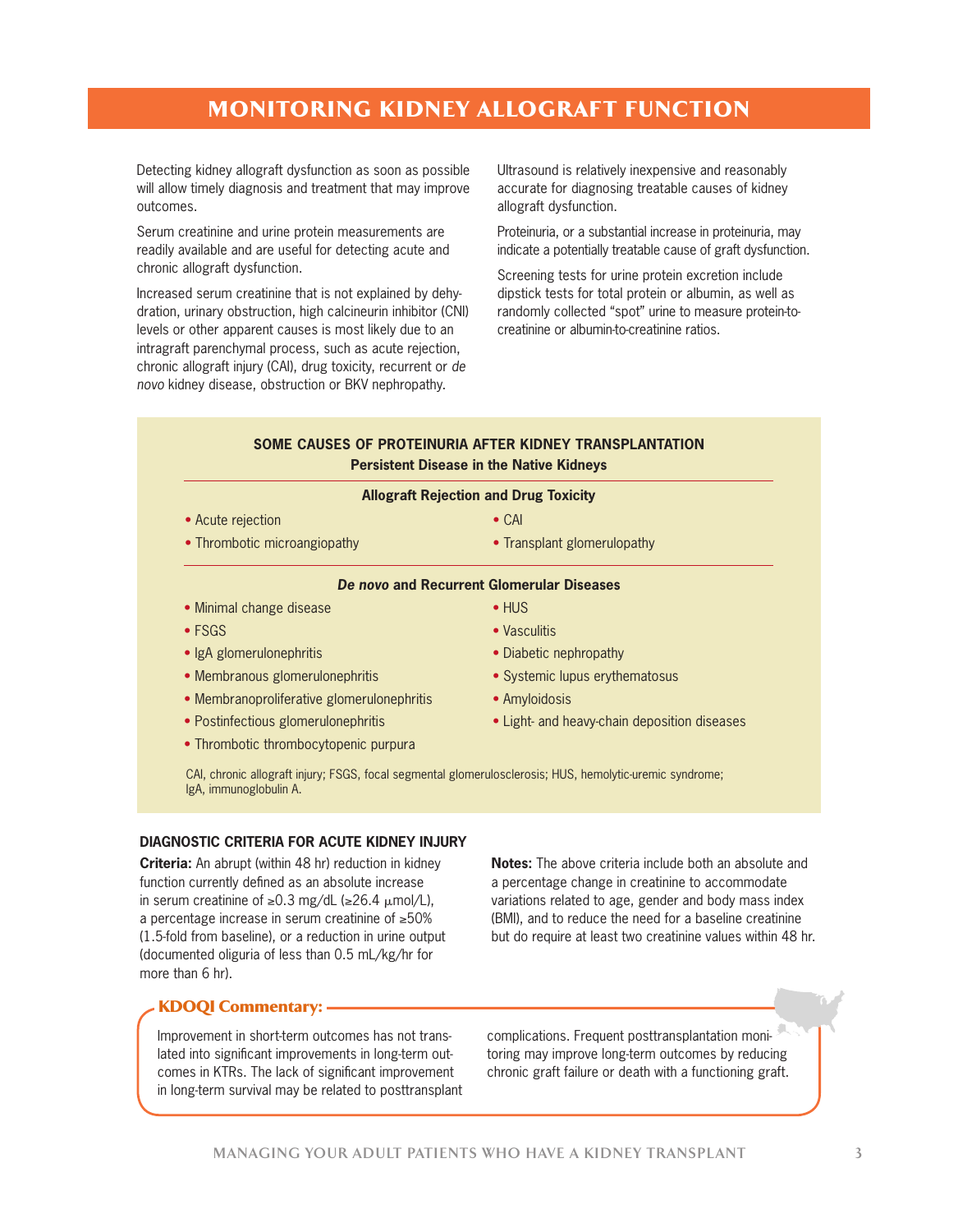# MONITORING KIDNEY ALLOGRAFT FUNCTION

Detecting kidney allograft dysfunction as soon as possible will allow timely diagnosis and treatment that may improve outcomes.

Serum creatinine and urine protein measurements are readily available and are useful for detecting acute and chronic allograft dysfunction.

Increased serum creatinine that is not explained by dehydration, urinary obstruction, high calcineurin inhibitor (CNI) levels or other apparent causes is most likely due to an intragraft parenchymal process, such as acute rejection, chronic allograft injury (CAI), drug toxicity, recurrent or *de novo* kidney disease, obstruction or BKV nephropathy.

Ultrasound is relatively inexpensive and reasonably accurate for diagnosing treatable causes of kidney allograft dysfunction.

Proteinuria, or a substantial increase in proteinuria, may indicate a potentially treatable cause of graft dysfunction.

Screening tests for urine protein excretion include dipstick tests for total protein or albumin, as well as randomly collected "spot" urine to measure protein-to-creatinine or albumin-to-creatinine ratios.

### SOME CAUSES OF PROTEINURIA AFTER KIDNEY TRANSPLANTATION

**Persistent Disease in the Native Kidneys**

**Allograft Rejection and Drug Toxicity**

- Acute rejection
- Thrombotic microangiopathy
- CAI
- Transplant glomerulopathy

***De novo* and Recurrent Glomerular Diseases**

- Minimal change disease
- FSGS
- IgA glomerulonephritis
- Membranous glomerulonephritis
- Membranoproliferative glomerulonephritis
- Postinfectious glomerulonephritis
- Thrombotic thrombocytopenic purpura
- HUS
- Vasculitis
- Diabetic nephropathy
- Systemic lupus erythematosus
- Amyloidosis
- Light- and heavy-chain deposition diseases

CAI, chronic allograft injury; FSGS, focal segmental glomerulosclerosis; HUS, hemolytic-uremic syndrome; IgA, immunoglobulin A.

### DIAGNOSTIC CRITERIA FOR ACUTE KIDNEY INJURY

**Criteria:** An abrupt (within 48 hr) reduction in kidney function currently defined as an absolute increase in serum creatinine of ≥0.3 mg/dL (≥26.4 μmol/L), a percentage increase in serum creatinine of ≥50% (1.5-fold from baseline), or a reduction in urine output (documented oliguria of less than 0.5 mL/kg/hr for more than 6 hr).

**Notes:** The above criteria include both an absolute and a percentage change in creatinine to accommodate variations related to age, gender and body mass index (BMI), and to reduce the need for a baseline creatinine but do require at least two creatinine values within 48 hr.

**KDOQI Commentary:**

Improvement in short-term outcomes has not translated into significant improvements in long-term outcomes in KTRs. The lack of significant improvement in long-term survival may be related to posttransplant complications. Frequent posttransplantation monitoring may improve long-term outcomes by reducing chronic graft failure or death with a functioning graft.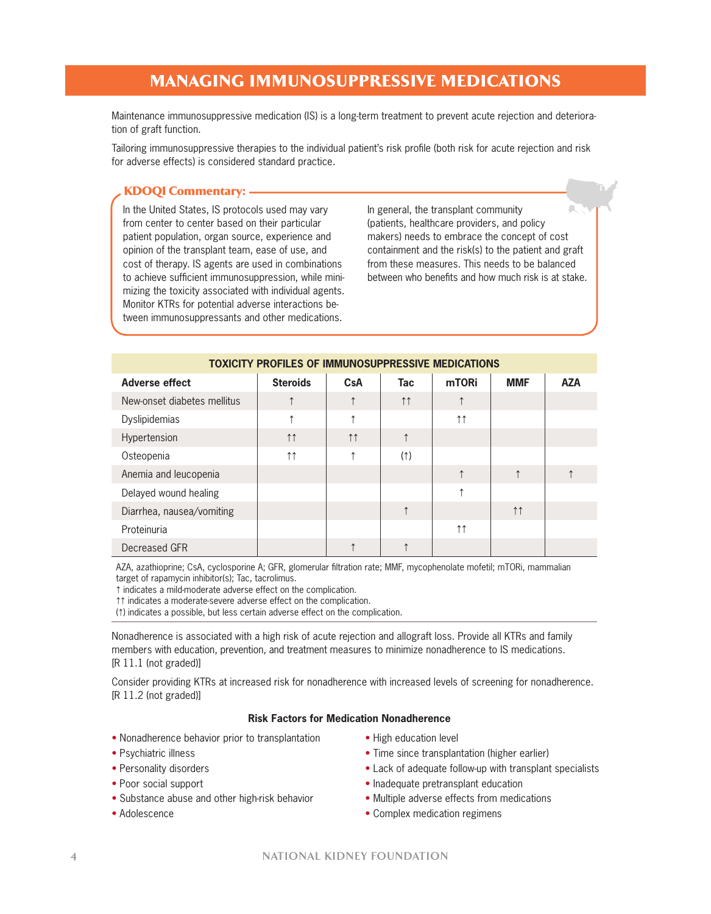# MANAGING IMMUNOSUPPRESSIVE MEDICATIONS

Maintenance immunosuppressive medication (IS) is a long-term treatment to prevent acute rejection and deterioration of graft function.

Tailoring immunosuppressive therapies to the individual patient's risk profile (both risk for acute rejection and risk for adverse effects) is considered standard practice.

### KDOQI Commentary:

In the United States, IS protocols used may vary from center to center based on their particular patient population, organ source, experience and opinion of the transplant team, ease of use, and cost of therapy. IS agents are used in combinations to achieve sufficient immunosuppression, while minimizing the toxicity associated with individual agents. Monitor KTRs for potential adverse interactions between immunosuppressants and other medications.

In general, the transplant community (patients, healthcare providers, and policy makers) needs to embrace the concept of cost containment and the risk(s) to the patient and graft from these measures. This needs to be balanced between who benefits and how much risk is at stake.

**TOXICITY PROFILES OF IMMUNOSUPPRESSIVE MEDICATIONS**

| Adverse effect | Steroids | CsA | Tac | mTORi | MMF | AZA |
|---|---|---|---|---|---|---|
| New-onset diabetes mellitus | ↑ | ↑ | ↑↑ | ↑ | | |
| Dyslipidemias | ↑ | ↑ | | ↑↑ | | |
| Hypertension | ↑↑ | ↑↑ | ↑ | | | |
| Osteopenia | ↑↑ | ↑ | (↑) | | | |
| Anemia and leucopenia | | | | ↑ | ↑ | ↑ |
| Delayed wound healing | | | | ↑ | | |
| Diarrhea, nausea/vomiting | | | ↑ | | ↑↑ | |
| Proteinuria | | | | ↑↑ | | |
| Decreased GFR | | ↑ | ↑ | | | |

AZA, azathioprine; CsA, cyclosporine A; GFR, glomerular filtration rate; MMF, mycophenolate mofetil; mTORi, mammalian target of rapamycin inhibitor(s); Tac, tacrolimus.
↑ indicates a mild-moderate adverse effect on the complication.
↑↑ indicates a moderate-severe adverse effect on the complication.
(↑) indicates a possible, but less certain adverse effect on the complication.

Nonadherence is associated with a high risk of acute rejection and allograft loss. Provide all KTRs and family members with education, prevention, and treatment measures to minimize nonadherence to IS medications. [R 11.1 (not graded)]

Consider providing KTRs at increased risk for nonadherence with increased levels of screening for nonadherence. [R 11.2 (not graded)]

**Risk Factors for Medication Nonadherence**

- Nonadherence behavior prior to transplantation
- Psychiatric illness
- Personality disorders
- Poor social support
- Substance abuse and other high-risk behavior
- Adolescence
- High education level
- Time since transplantation (higher earlier)
- Lack of adequate follow-up with transplant specialists
- Inadequate pretransplant education
- Multiple adverse effects from medications
- Complex medication regimens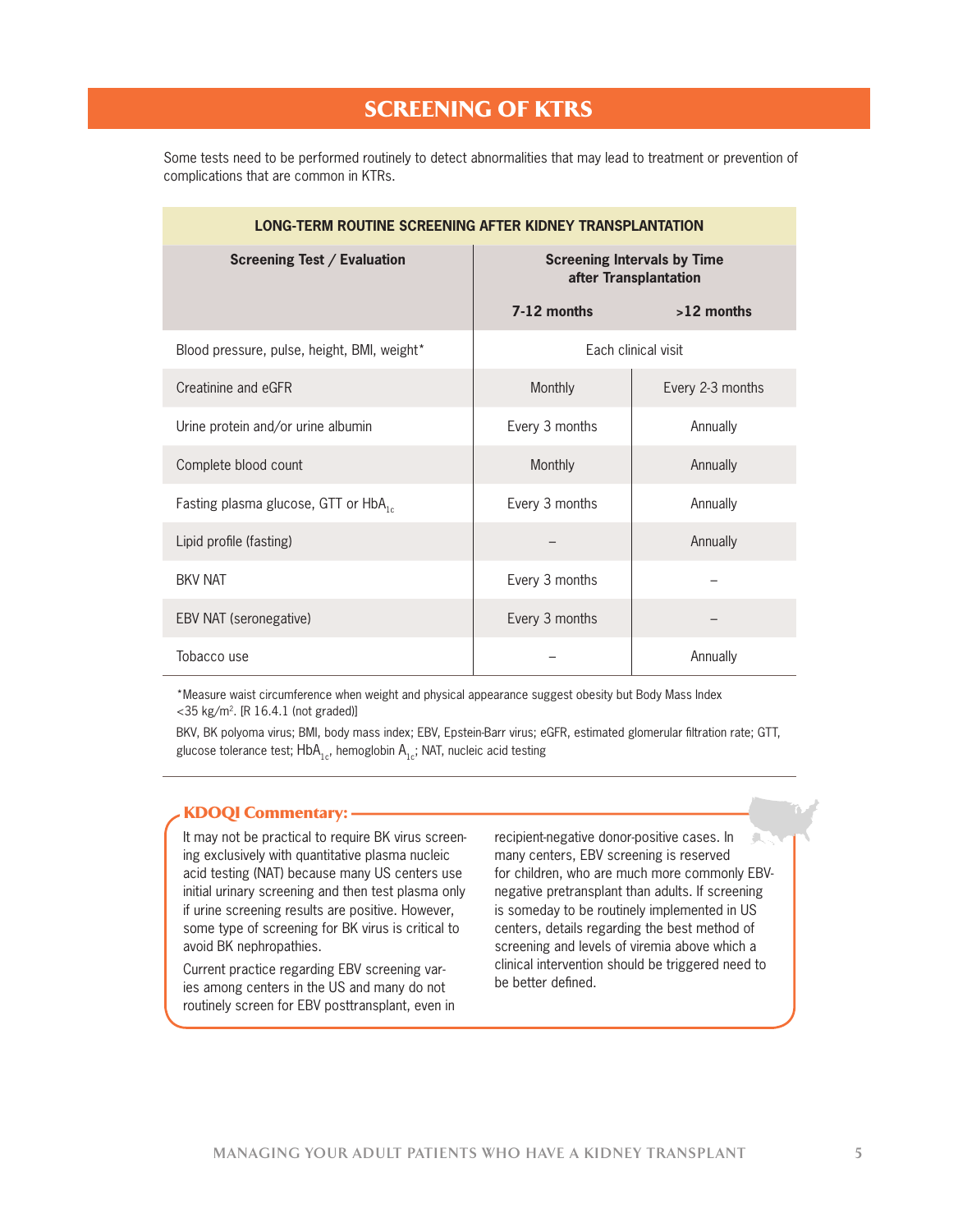# SCREENING OF KTRS

Some tests need to be performed routinely to detect abnormalities that may lead to treatment or prevention of complications that are common in KTRs.

**LONG-TERM ROUTINE SCREENING AFTER KIDNEY TRANSPLANTATION**

| Screening Test / Evaluation | Screening Intervals by Time after Transplantation | |
|---|---|---|
| | **7-12 months** | **>12 months** |
| Blood pressure, pulse, height, BMI, weight* | Each clinical visit | |
| Creatinine and eGFR | Monthly | Every 2-3 months |
| Urine protein and/or urine albumin | Every 3 months | Annually |
| Complete blood count | Monthly | Annually |
| Fasting plasma glucose, GTT or $HbA_{1c}$ | Every 3 months | Annually |
| Lipid profile (fasting) | – | Annually |
| BKV NAT | Every 3 months | – |
| EBV NAT (seronegative) | Every 3 months | – |
| Tobacco use | – | Annually |

*Measure waist circumference when weight and physical appearance suggest obesity but Body Mass Index <35 kg/$m^2$. [R 16.4.1 (not graded)]

BKV, BK polyoma virus; BMI, body mass index; EBV, Epstein-Barr virus; eGFR, estimated glomerular filtration rate; GTT, glucose tolerance test; $HbA_{1c}$, hemoglobin $A_{1c}$; NAT, nucleic acid testing

**KDOQI Commentary:**

It may not be practical to require BK virus screening exclusively with quantitative plasma nucleic acid testing (NAT) because many US centers use initial urinary screening and then test plasma only if urine screening results are positive. However, some type of screening for BK virus is critical to avoid BK nephropathies.

Current practice regarding EBV screening varies among centers in the US and many do not routinely screen for EBV posttransplant, even in recipient-negative donor-positive cases. In many centers, EBV screening is reserved for children, who are much more commonly EBV-negative pretransplant than adults. If screening is someday to be routinely implemented in US centers, details regarding the best method of screening and levels of viremia above which a clinical intervention should be triggered need to be better defined.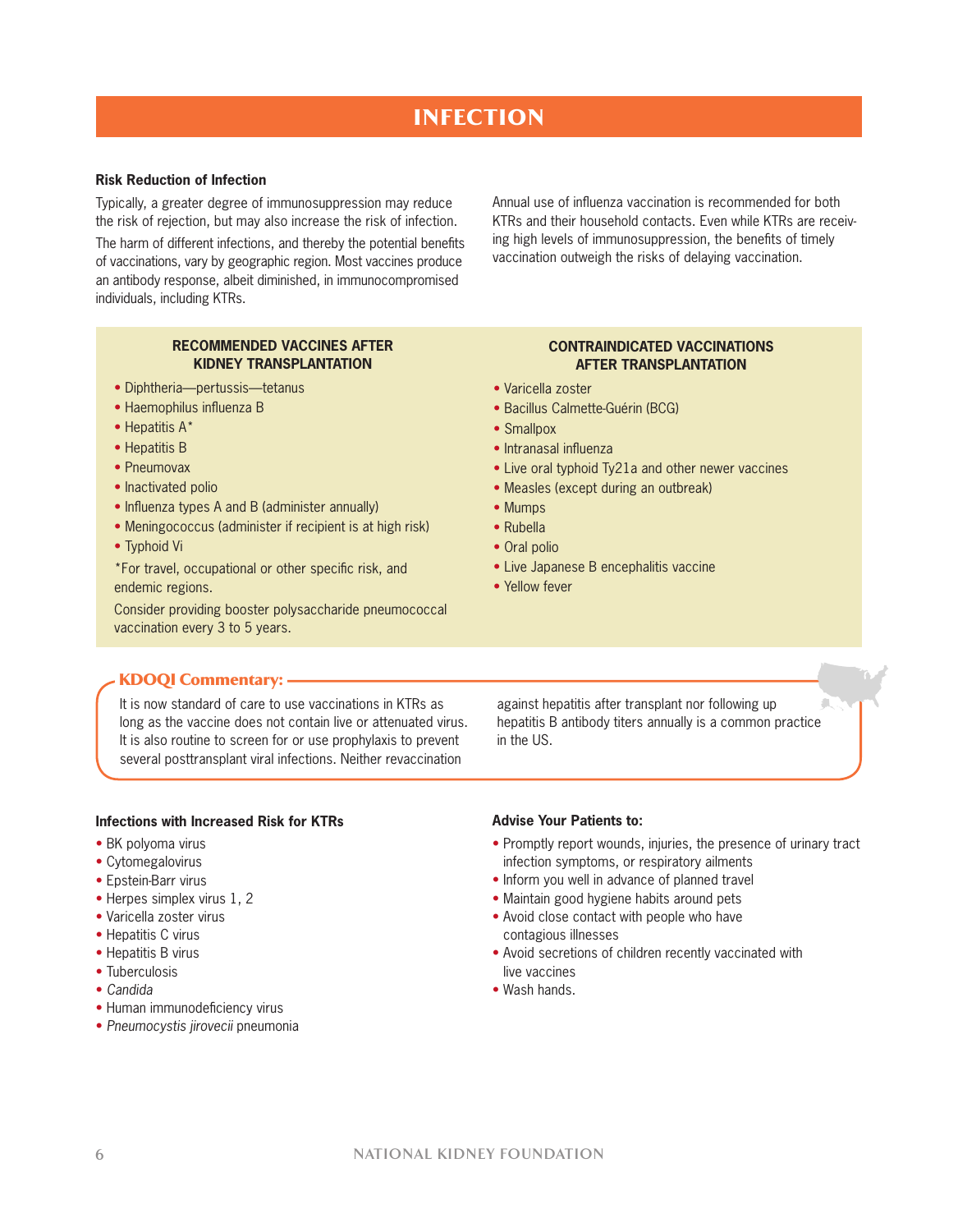# INFECTION

### Risk Reduction of Infection

Typically, a greater degree of immunosuppression may reduce the risk of rejection, but may also increase the risk of infection.

The harm of different infections, and thereby the potential benefits of vaccinations, vary by geographic region. Most vaccines produce an antibody response, albeit diminished, in immunocompromised individuals, including KTRs.

Annual use of influenza vaccination is recommended for both KTRs and their household contacts. Even while KTRs are receiving high levels of immunosuppression, the benefits of timely vaccination outweigh the risks of delaying vaccination.

#### RECOMMENDED VACCINES AFTER KIDNEY TRANSPLANTATION

- Diphtheria—pertussis—tetanus
- Haemophilus influenza B
- Hepatitis A*
- Hepatitis B
- Pneumovax
- Inactivated polio
- Influenza types A and B (administer annually)
- Meningococcus (administer if recipient is at high risk)
- Typhoid Vi

*For travel, occupational or other specific risk, and endemic regions.

Consider providing booster polysaccharide pneumococcal vaccination every 3 to 5 years.

#### CONTRAINDICATED VACCINATIONS AFTER TRANSPLANTATION

- Varicella zoster
- Bacillus Calmette-Guérin (BCG)
- Smallpox
- Intranasal influenza
- Live oral typhoid Ty21a and other newer vaccines
- Measles (except during an outbreak)
- Mumps
- Rubella
- Oral polio
- Live Japanese B encephalitis vaccine
- Yellow fever

**KDOQI Commentary:**

It is now standard of care to use vaccinations in KTRs as long as the vaccine does not contain live or attenuated virus. It is also routine to screen for or use prophylaxis to prevent several posttransplant viral infections. Neither revaccination against hepatitis after transplant nor following up hepatitis B antibody titers annually is a common practice in the US.

### Infections with Increased Risk for KTRs

- BK polyoma virus
- Cytomegalovirus
- Epstein-Barr virus
- Herpes simplex virus 1, 2
- Varicella zoster virus
- Hepatitis C virus
- Hepatitis B virus
- Tuberculosis
- *Candida*
- Human immunodeficiency virus
- *Pneumocystis jirovecii* pneumonia

### Advise Your Patients to:

- Promptly report wounds, injuries, the presence of urinary tract infection symptoms, or respiratory ailments
- Inform you well in advance of planned travel
- Maintain good hygiene habits around pets
- Avoid close contact with people who have contagious illnesses
- Avoid secretions of children recently vaccinated with live vaccines
- Wash hands.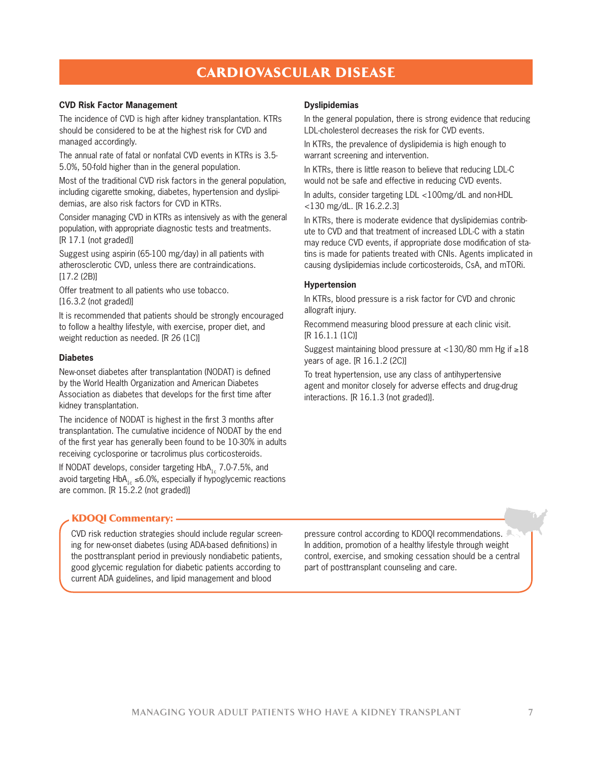# CARDIOVASCULAR DISEASE

### CVD Risk Factor Management

The incidence of CVD is high after kidney transplantation. KTRs should be considered to be at the highest risk for CVD and managed accordingly.

The annual rate of fatal or nonfatal CVD events in KTRs is 3.5-5.0%, 50-fold higher than in the general population.

Most of the traditional CVD risk factors in the general population, including cigarette smoking, diabetes, hypertension and dyslipidemias, are also risk factors for CVD in KTRs.

Consider managing CVD in KTRs as intensively as with the general population, with appropriate diagnostic tests and treatments. [R 17.1 (not graded)]

Suggest using aspirin (65-100 mg/day) in all patients with atherosclerotic CVD, unless there are contraindications. [17.2 (2B)]

Offer treatment to all patients who use tobacco. [16.3.2 (not graded)]

It is recommended that patients should be strongly encouraged to follow a healthy lifestyle, with exercise, proper diet, and weight reduction as needed. [R 26 (1C)]

### Diabetes

New-onset diabetes after transplantation (NODAT) is defined by the World Health Organization and American Diabetes Association as diabetes that develops for the first time after kidney transplantation.

The incidence of NODAT is highest in the first 3 months after transplantation. The cumulative incidence of NODAT by the end of the first year has generally been found to be 10-30% in adults receiving cyclosporine or tacrolimus plus corticosteroids.

If NODAT develops, consider targeting $HbA_{1c}$ 7.0-7.5%, and avoid targeting $HbA_{1c}$ ≤6.0%, especially if hypoglycemic reactions are common. [R 15.2.2 (not graded)]

### Dyslipidemias

In the general population, there is strong evidence that reducing LDL-cholesterol decreases the risk for CVD events.

In KTRs, the prevalence of dyslipidemia is high enough to warrant screening and intervention.

In KTRs, there is little reason to believe that reducing LDL-C would not be safe and effective in reducing CVD events.

In adults, consider targeting LDL <100mg/dL and non-HDL <130 mg/dL. [R 16.2.2.3]

In KTRs, there is moderate evidence that dyslipidemias contribute to CVD and that treatment of increased LDL-C with a statin may reduce CVD events, if appropriate dose modification of statins is made for patients treated with CNIs. Agents implicated in causing dyslipidemias include corticosteroids, CsA, and mTORi.

### Hypertension

In KTRs, blood pressure is a risk factor for CVD and chronic allograft injury.

Recommend measuring blood pressure at each clinic visit. [R 16.1.1 (1C)]

Suggest maintaining blood pressure at <130/80 mm Hg if ≥18 years of age. [R 16.1.2 (2C)]

To treat hypertension, use any class of antihypertensive agent and monitor closely for adverse effects and drug-drug interactions. [R 16.1.3 (not graded)].

### KDOQI Commentary:

CVD risk reduction strategies should include regular screening for new-onset diabetes (using ADA-based definitions) in the posttransplant period in previously nondiabetic patients, good glycemic regulation for diabetic patients according to current ADA guidelines, and lipid management and blood pressure control according to KDOQI recommendations. In addition, promotion of a healthy lifestyle through weight control, exercise, and smoking cessation should be a central part of posttransplant counseling and care.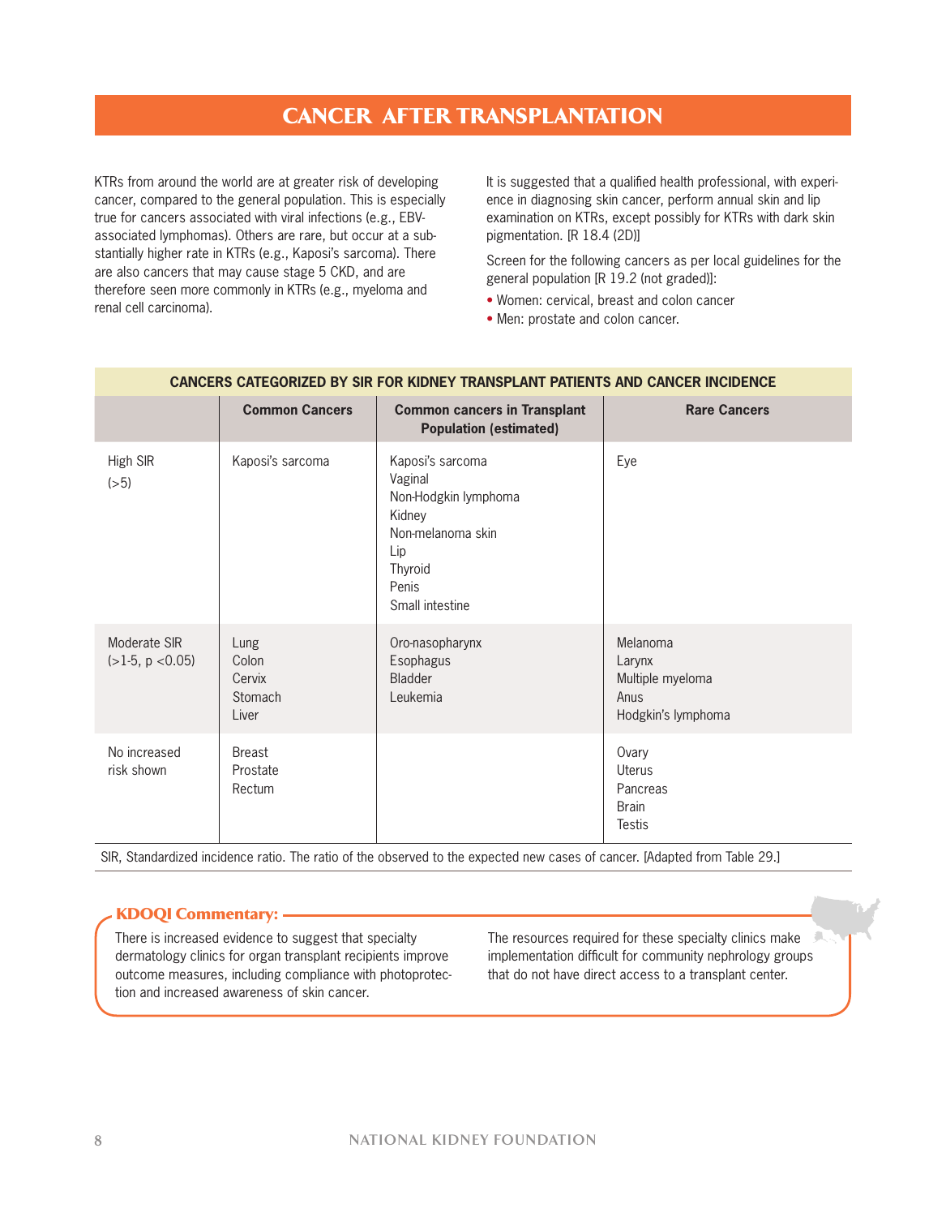# CANCER AFTER TRANSPLANTATION

KTRs from around the world are at greater risk of developing cancer, compared to the general population. This is especially true for cancers associated with viral infections (e.g., EBV-associated lymphomas). Others are rare, but occur at a substantially higher rate in KTRs (e.g., Kaposi's sarcoma). There are also cancers that may cause stage 5 CKD, and are therefore seen more commonly in KTRs (e.g., myeloma and renal cell carcinoma).

It is suggested that a qualified health professional, with experience in diagnosing skin cancer, perform annual skin and lip examination on KTRs, except possibly for KTRs with dark skin pigmentation. [R 18.4 (2D)]

Screen for the following cancers as per local guidelines for the general population [R 19.2 (not graded)]:

- Women: cervical, breast and colon cancer
- Men: prostate and colon cancer.

**CANCERS CATEGORIZED BY SIR FOR KIDNEY TRANSPLANT PATIENTS AND CANCER INCIDENCE**

| | Common Cancers | Common cancers in Transplant Population (estimated) | Rare Cancers |
|---|---|---|---|
| High SIR (>5) | Kaposi's sarcoma | Kaposi's sarcoma<br>Vaginal<br>Non-Hodgkin lymphoma<br>Kidney<br>Non-melanoma skin<br>Lip<br>Thyroid<br>Penis<br>Small intestine | Eye |
| Moderate SIR (>1-5, p <0.05) | Lung<br>Colon<br>Cervix<br>Stomach<br>Liver | Oro-nasopharynx<br>Esophagus<br>Bladder<br>Leukemia | Melanoma<br>Larynx<br>Multiple myeloma<br>Anus<br>Hodgkin's lymphoma |
| No increased risk shown | Breast<br>Prostate<br>Rectum | | Ovary<br>Uterus<br>Pancreas<br>Brain<br>Testis |

SIR, Standardized incidence ratio. The ratio of the observed to the expected new cases of cancer. [Adapted from Table 29.]

**KDOQI Commentary:**

There is increased evidence to suggest that specialty dermatology clinics for organ transplant recipients improve outcome measures, including compliance with photoprotection and increased awareness of skin cancer.

The resources required for these specialty clinics make implementation difficult for community nephrology groups that do not have direct access to a transplant center.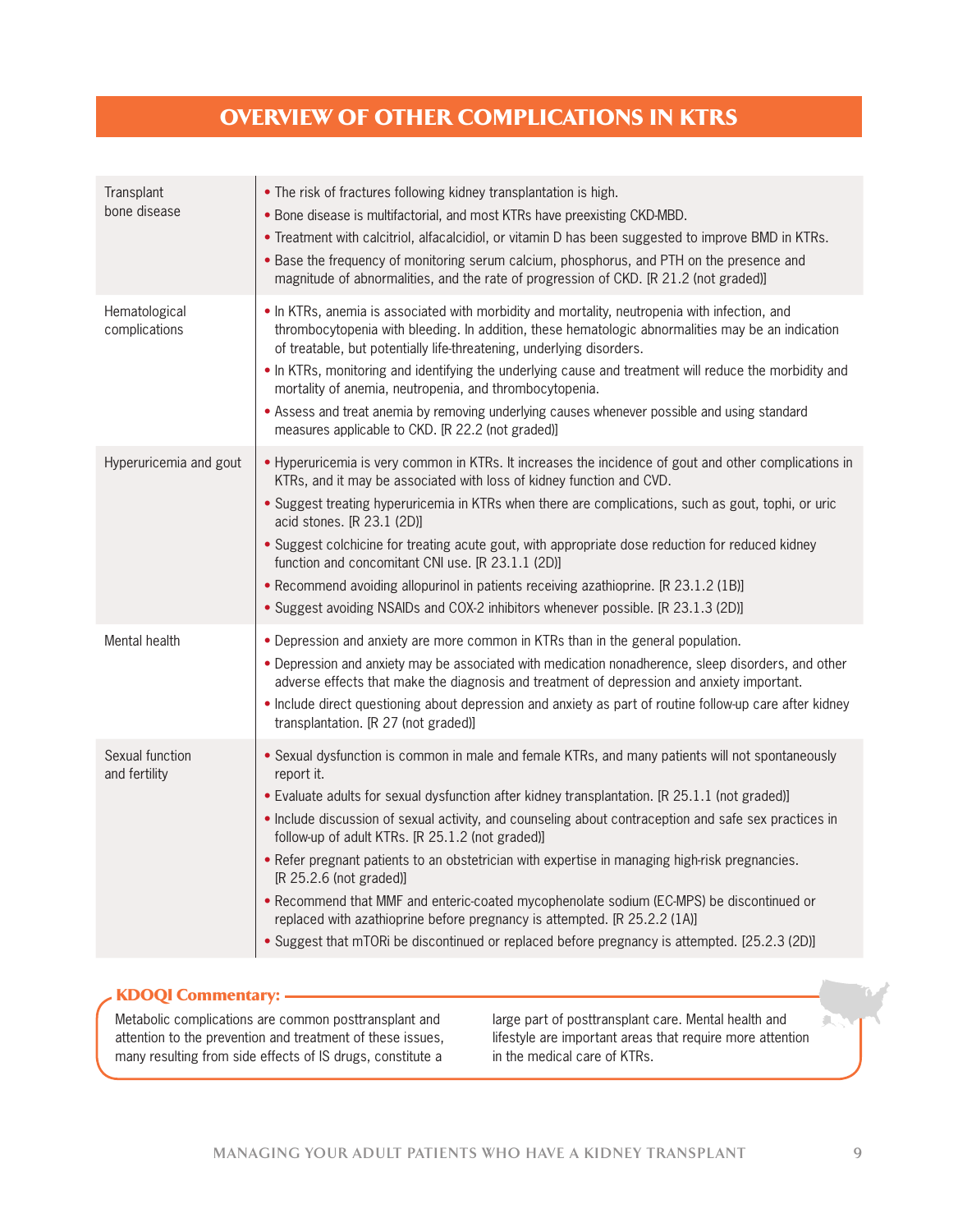# OVERVIEW OF OTHER COMPLICATIONS IN KTRS

| | |
|---|---|
| Transplant bone disease | • The risk of fractures following kidney transplantation is high.<br>• Bone disease is multifactorial, and most KTRs have preexisting CKD-MBD.<br>• Treatment with calcitriol, alfacalcidiol, or vitamin D has been suggested to improve BMD in KTRs.<br>• Base the frequency of monitoring serum calcium, phosphorus, and PTH on the presence and magnitude of abnormalities, and the rate of progression of CKD. [R 21.2 (not graded)] |
| Hematological complications | • In KTRs, anemia is associated with morbidity and mortality, neutropenia with infection, and thrombocytopenia with bleeding. In addition, these hematologic abnormalities may be an indication of treatable, but potentially life-threatening, underlying disorders.<br>• In KTRs, monitoring and identifying the underlying cause and treatment will reduce the morbidity and mortality of anemia, neutropenia, and thrombocytopenia.<br>• Assess and treat anemia by removing underlying causes whenever possible and using standard measures applicable to CKD. [R 22.2 (not graded)] |
| Hyperuricemia and gout | • Hyperuricemia is very common in KTRs. It increases the incidence of gout and other complications in KTRs, and it may be associated with loss of kidney function and CVD.<br>• Suggest treating hyperuricemia in KTRs when there are complications, such as gout, tophi, or uric acid stones. [R 23.1 (2D)]<br>• Suggest colchicine for treating acute gout, with appropriate dose reduction for reduced kidney function and concomitant CNI use. [R 23.1.1 (2D)]<br>• Recommend avoiding allopurinol in patients receiving azathioprine. [R 23.1.2 (1B)]<br>• Suggest avoiding NSAIDs and COX-2 inhibitors whenever possible. [R 23.1.3 (2D)] |
| Mental health | • Depression and anxiety are more common in KTRs than in the general population.<br>• Depression and anxiety may be associated with medication nonadherence, sleep disorders, and other adverse effects that make the diagnosis and treatment of depression and anxiety important.<br>• Include direct questioning about depression and anxiety as part of routine follow-up care after kidney transplantation. [R 27 (not graded)] |
| Sexual function and fertility | • Sexual dysfunction is common in male and female KTRs, and many patients will not spontaneously report it.<br>• Evaluate adults for sexual dysfunction after kidney transplantation. [R 25.1.1 (not graded)]<br>• Include discussion of sexual activity, and counseling about contraception and safe sex practices in follow-up of adult KTRs. [R 25.1.2 (not graded)]<br>• Refer pregnant patients to an obstetrician with expertise in managing high-risk pregnancies. [R 25.2.6 (not graded)]<br>• Recommend that MMF and enteric-coated mycophenolate sodium (EC-MPS) be discontinued or replaced with azathioprine before pregnancy is attempted. [R 25.2.2 (1A)]<br>• Suggest that mTORi be discontinued or replaced before pregnancy is attempted. [25.2.3 (2D)] |

**KDOQI Commentary:**

Metabolic complications are common posttransplant and attention to the prevention and treatment of these issues, many resulting from side effects of IS drugs, constitute a large part of posttransplant care. Mental health and lifestyle are important areas that require more attention in the medical care of KTRs.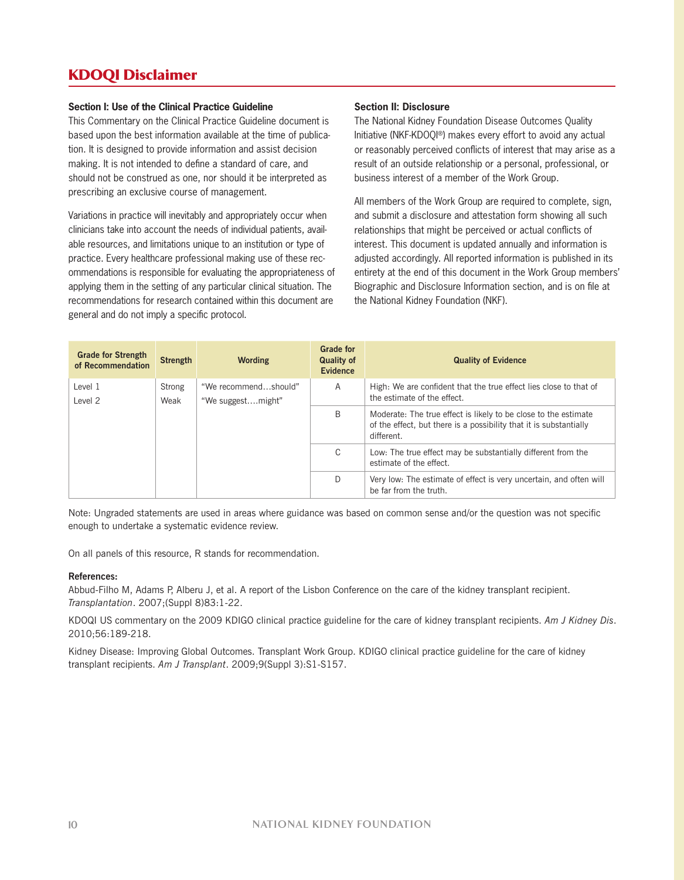# KDOQI Disclaimer

**Section I: Use of the Clinical Practice Guideline**

This Commentary on the Clinical Practice Guideline document is based upon the best information available at the time of publication. It is designed to provide information and assist decision making. It is not intended to define a standard of care, and should not be construed as one, nor should it be interpreted as prescribing an exclusive course of management.

Variations in practice will inevitably and appropriately occur when clinicians take into account the needs of individual patients, available resources, and limitations unique to an institution or type of practice. Every healthcare professional making use of these recommendations is responsible for evaluating the appropriateness of applying them in the setting of any particular clinical situation. The recommendations for research contained within this document are general and do not imply a specific protocol.

**Section II: Disclosure**

The National Kidney Foundation Disease Outcomes Quality Initiative (NKF-KDOQI®) makes every effort to avoid any actual or reasonably perceived conflicts of interest that may arise as a result of an outside relationship or a personal, professional, or business interest of a member of the Work Group.

All members of the Work Group are required to complete, sign, and submit a disclosure and attestation form showing all such relationships that might be perceived or actual conflicts of interest. This document is updated annually and information is adjusted accordingly. All reported information is published in its entirety at the end of this document in the Work Group members' Biographic and Disclosure Information section, and is on file at the National Kidney Foundation (NKF).

| Grade for Strength of Recommendation | Strength | Wording | Grade for Quality of Evidence | Quality of Evidence |
|---|---|---|---|---|
| Level 1<br>Level 2 | Strong<br>Weak | "We recommend…should"<br>"We suggest….might" | A | High: We are confident that the true effect lies close to that of the estimate of the effect. |
| | | | B | Moderate: The true effect is likely to be close to the estimate of the effect, but there is a possibility that it is substantially different. |
| | | | C | Low: The true effect may be substantially different from the estimate of the effect. |
| | | | D | Very low: The estimate of effect is very uncertain, and often will be far from the truth. |

Note: Ungraded statements are used in areas where guidance was based on common sense and/or the question was not specific enough to undertake a systematic evidence review.

On all panels of this resource, R stands for recommendation.

**References:**

Abbud-Filho M, Adams P, Alberu J, et al. A report of the Lisbon Conference on the care of the kidney transplant recipient. *Transplantation*. 2007;(Suppl 8)83:1-22.

KDOQI US commentary on the 2009 KDIGO clinical practice guideline for the care of kidney transplant recipients. *Am J Kidney Dis*. 2010;56:189-218.

Kidney Disease: Improving Global Outcomes. Transplant Work Group. KDIGO clinical practice guideline for the care of kidney transplant recipients. *Am J Transplant*. 2009;9(Suppl 3):S1-S157.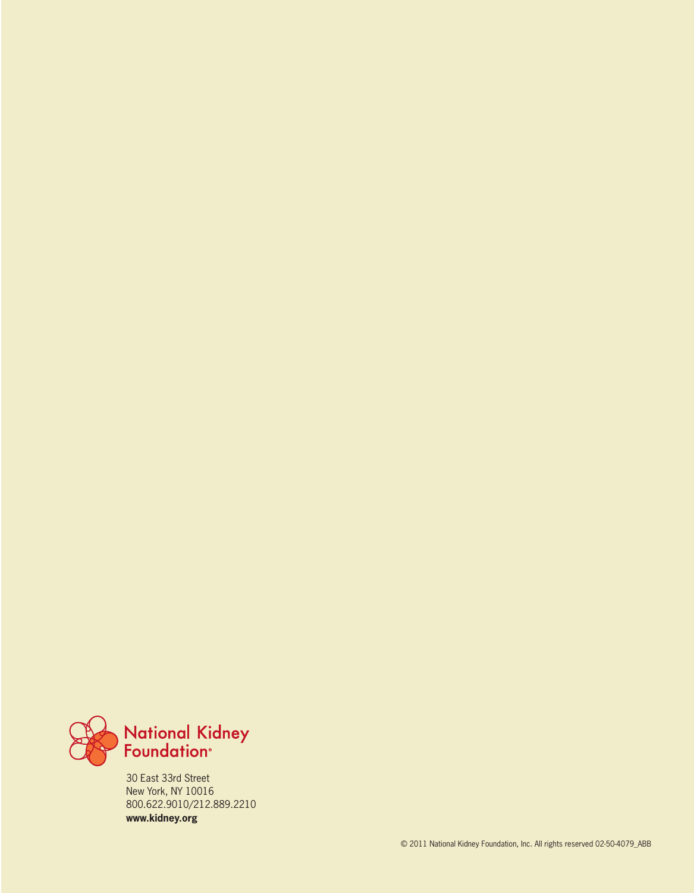National Kidney Foundation®

30 East 33rd Street
New York, NY 10016
800.622.9010/212.889.2210
**www.kidney.org**

© 2011 National Kidney Foundation, Inc. All rights reserved 02-50-4079_ABB